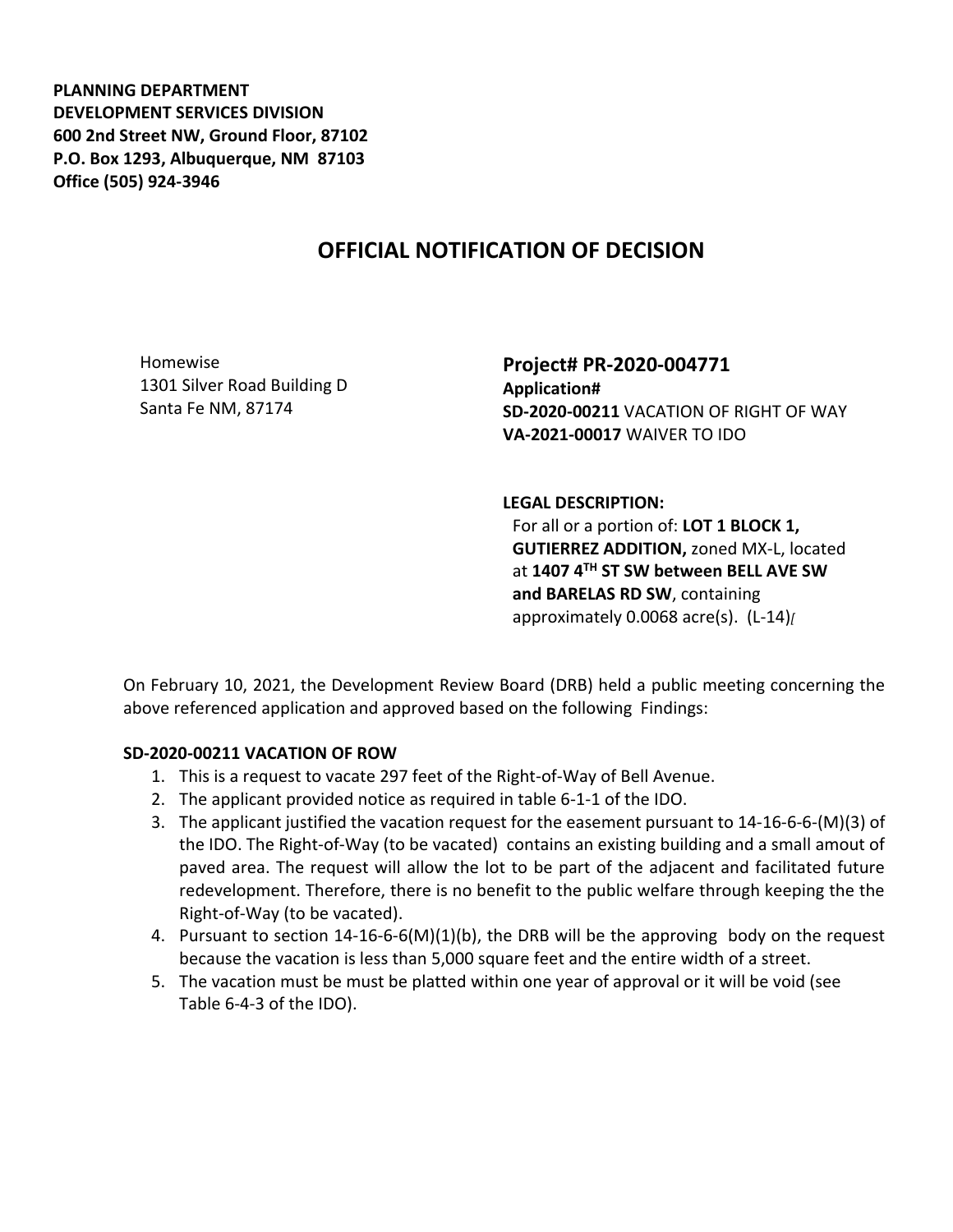**PLANNING DEPARTMENT**
**DEVELOPMENT SERVICES DIVISION**
**600 2nd Street NW, Ground Floor, 87102**
**P.O. Box 1293, Albuquerque, NM 87103**
**Office (505) 924-3946**

# OFFICIAL NOTIFICATION OF DECISION

Homewise
1301 Silver Road Building D
Santa Fe NM, 87174

**Project# PR-2020-004771**
**Application#**
**SD-2020-00211** VACATION OF RIGHT OF WAY
**VA-2021-00017** WAIVER TO IDO

**LEGAL DESCRIPTION:**
For all or a portion of: **LOT 1 BLOCK 1, GUTIERREZ ADDITION,** zoned MX-L, located at **1407 4TH ST SW between BELL AVE SW and BARELAS RD SW**, containing approximately 0.0068 acre(s). (L-14)/

On February 10, 2021, the Development Review Board (DRB) held a public meeting concerning the above referenced application and approved based on the following Findings:

**SD-2020-00211 VACATION OF ROW**

1. This is a request to vacate 297 feet of the Right-of-Way of Bell Avenue.
2. The applicant provided notice as required in table 6-1-1 of the IDO.
3. The applicant justified the vacation request for the easement pursuant to 14-16-6-(M)(3) of the IDO. The Right-of-Way (to be vacated) contains an existing building and a small amout of paved area. The request will allow the lot to be part of the adjacent and facilitated future redevelopment. Therefore, there is no benefit to the public welfare through keeping the the Right-of-Way (to be vacated).
4. Pursuant to section 14-16-6-6(M)(1)(b), the DRB will be the approving body on the request because the vacation is less than 5,000 square feet and the entire width of a street.
5. The vacation must be must be platted within one year of approval or it will be void (see Table 6-4-3 of the IDO).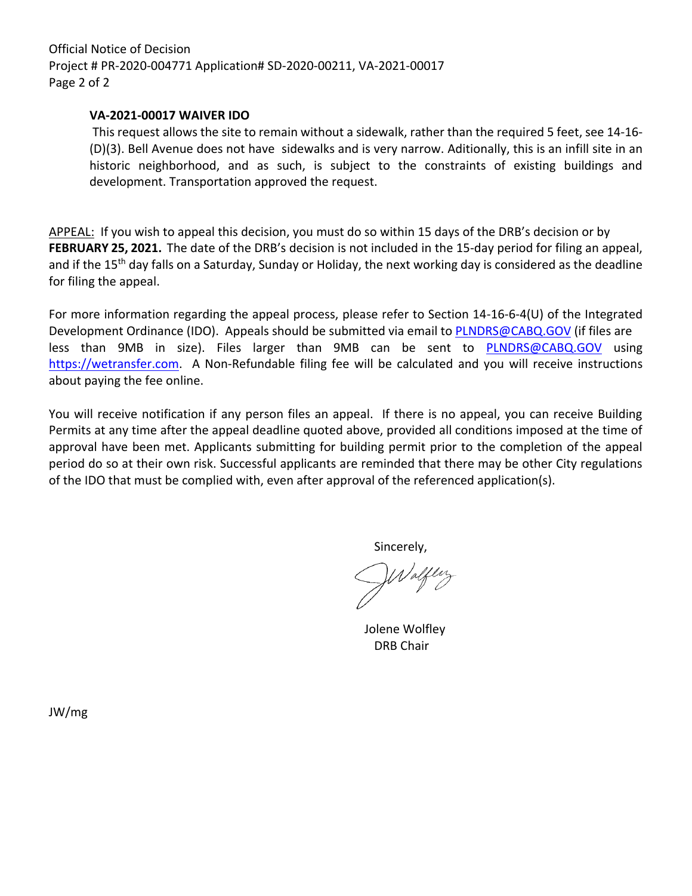**VA-2021-00017 WAIVER IDO**

This request allows the site to remain without a sidewalk, rather than the required 5 feet, see 14-16-(D)(3). Bell Avenue does not have sidewalks and is very narrow. Aditionally, this is an infill site in an historic neighborhood, and as such, is subject to the constraints of existing buildings and development. Transportation approved the request.

APPEAL: If you wish to appeal this decision, you must do so within 15 days of the DRB's decision or by **FEBRUARY 25, 2021.** The date of the DRB's decision is not included in the 15-day period for filing an appeal, and if the 15th day falls on a Saturday, Sunday or Holiday, the next working day is considered as the deadline for filing the appeal.

For more information regarding the appeal process, please refer to Section 14-16-6-4(U) of the Integrated Development Ordinance (IDO). Appeals should be submitted via email to PLNDRS@CABQ.GOV (if files are less than 9MB in size). Files larger than 9MB can be sent to PLNDRS@CABQ.GOV using https://wetransfer.com. A Non-Refundable filing fee will be calculated and you will receive instructions about paying the fee online.

You will receive notification if any person files an appeal. If there is no appeal, you can receive Building Permits at any time after the appeal deadline quoted above, provided all conditions imposed at the time of approval have been met. Applicants submitting for building permit prior to the completion of the appeal period do so at their own risk. Successful applicants are reminded that there may be other City regulations of the IDO that must be complied with, even after approval of the referenced application(s).

Sincerely,

JWolfley

Jolene Wolfley
DRB Chair

JW/mg